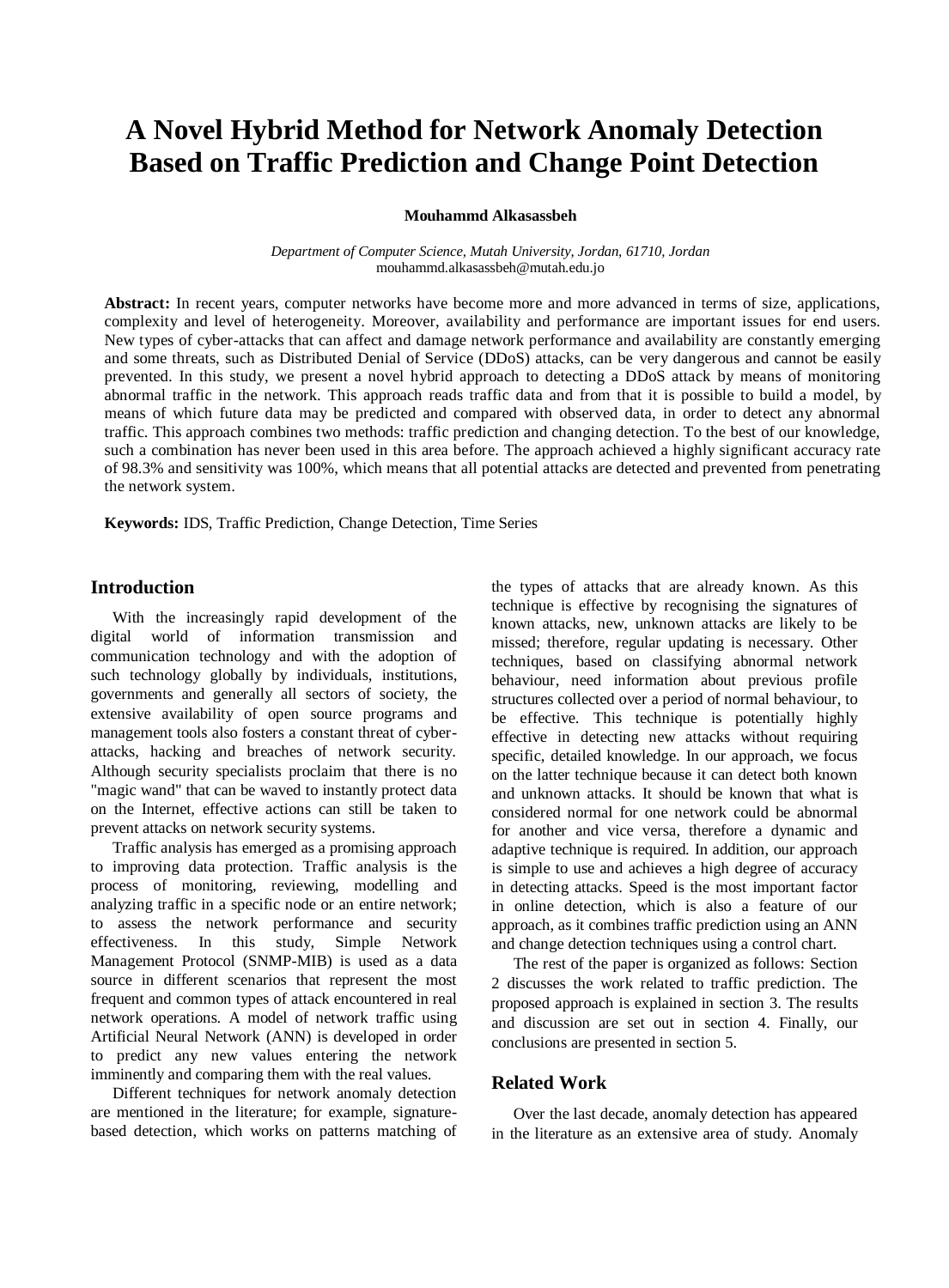# A Novel Hybrid Method for Network Anomaly Detection Based on Traffic Prediction and Change Point Detection

**Mouhammd Alkasassbeh**

*Department of Computer Science, Mutah University, Jordan, 61710, Jordan*
mouhammd.alkasassbeh@mutah.edu.jo

**Abstract:** In recent years, computer networks have become more and more advanced in terms of size, applications, complexity and level of heterogeneity. Moreover, availability and performance are important issues for end users. New types of cyber-attacks that can affect and damage network performance and availability are constantly emerging and some threats, such as Distributed Denial of Service (DDoS) attacks, can be very dangerous and cannot be easily prevented. In this study, we present a novel hybrid approach to detecting a DDoS attack by means of monitoring abnormal traffic in the network. This approach reads traffic data and from that it is possible to build a model, by means of which future data may be predicted and compared with observed data, in order to detect any abnormal traffic. This approach combines two methods: traffic prediction and changing detection. To the best of our knowledge, such a combination has never been used in this area before. The approach achieved a highly significant accuracy rate of 98.3% and sensitivity was 100%, which means that all potential attacks are detected and prevented from penetrating the network system.

**Keywords:** IDS, Traffic Prediction, Change Detection, Time Series

## Introduction

With the increasingly rapid development of the digital world of information transmission and communication technology and with the adoption of such technology globally by individuals, institutions, governments and generally all sectors of society, the extensive availability of open source programs and management tools also fosters a constant threat of cyber-attacks, hacking and breaches of network security. Although security specialists proclaim that there is no "magic wand" that can be waved to instantly protect data on the Internet, effective actions can still be taken to prevent attacks on network security systems.

Traffic analysis has emerged as a promising approach to improving data protection. Traffic analysis is the process of monitoring, reviewing, modelling and analyzing traffic in a specific node or an entire network; to assess the network performance and security effectiveness. In this study, Simple Network Management Protocol (SNMP-MIB) is used as a data source in different scenarios that represent the most frequent and common types of attack encountered in real network operations. A model of network traffic using Artificial Neural Network (ANN) is developed in order to predict any new values entering the network imminently and comparing them with the real values.

Different techniques for network anomaly detection are mentioned in the literature; for example, signature-based detection, which works on patterns matching of the types of attacks that are already known. As this technique is effective by recognising the signatures of known attacks, new, unknown attacks are likely to be missed; therefore, regular updating is necessary. Other techniques, based on classifying abnormal network behaviour, need information about previous profile structures collected over a period of normal behaviour, to be effective. This technique is potentially highly effective in detecting new attacks without requiring specific, detailed knowledge. In our approach, we focus on the latter technique because it can detect both known and unknown attacks. It should be known that what is considered normal for one network could be abnormal for another and vice versa, therefore a dynamic and adaptive technique is required. In addition, our approach is simple to use and achieves a high degree of accuracy in detecting attacks. Speed is the most important factor in online detection, which is also a feature of our approach, as it combines traffic prediction using an ANN and change detection techniques using a control chart.

The rest of the paper is organized as follows: Section 2 discusses the work related to traffic prediction. The proposed approach is explained in section 3. The results and discussion are set out in section 4. Finally, our conclusions are presented in section 5.

## Related Work

Over the last decade, anomaly detection has appeared in the literature as an extensive area of study. Anomaly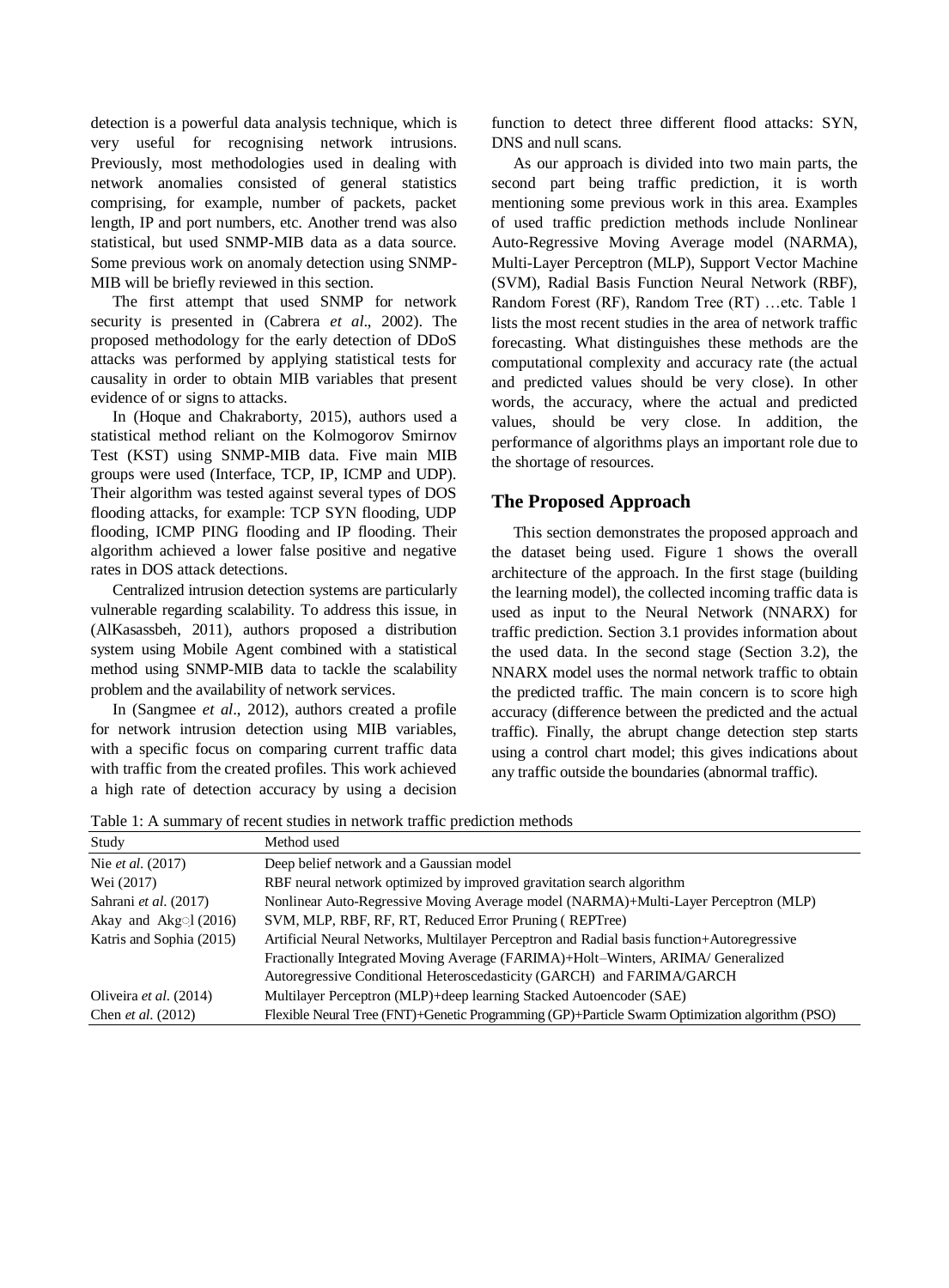detection is a powerful data analysis technique, which is very useful for recognising network intrusions. Previously, most methodologies used in dealing with network anomalies consisted of general statistics comprising, for example, number of packets, packet length, IP and port numbers, etc. Another trend was also statistical, but used SNMP-MIB data as a data source. Some previous work on anomaly detection using SNMP-MIB will be briefly reviewed in this section.

The first attempt that used SNMP for network security is presented in (Cabrera *et al*., 2002). The proposed methodology for the early detection of DDoS attacks was performed by applying statistical tests for causality in order to obtain MIB variables that present evidence of or signs to attacks.

In (Hoque and Chakraborty, 2015), authors used a statistical method reliant on the Kolmogorov Smirnov Test (KST) using SNMP-MIB data. Five main MIB groups were used (Interface, TCP, IP, ICMP and UDP). Their algorithm was tested against several types of DOS flooding attacks, for example: TCP SYN flooding, UDP flooding, ICMP PING flooding and IP flooding. Their algorithm achieved a lower false positive and negative rates in DOS attack detections.

Centralized intrusion detection systems are particularly vulnerable regarding scalability. To address this issue, in (AlKasassbeh, 2011), authors proposed a distribution system using Mobile Agent combined with a statistical method using SNMP-MIB data to tackle the scalability problem and the availability of network services.

In (Sangmee *et al*., 2012), authors created a profile for network intrusion detection using MIB variables, with a specific focus on comparing current traffic data with traffic from the created profiles. This work achieved a high rate of detection accuracy by using a decision function to detect three different flood attacks: SYN, DNS and null scans.

As our approach is divided into two main parts, the second part being traffic prediction, it is worth mentioning some previous work in this area. Examples of used traffic prediction methods include Nonlinear Auto-Regressive Moving Average model (NARMA), Multi-Layer Perceptron (MLP), Support Vector Machine (SVM), Radial Basis Function Neural Network (RBF), Random Forest (RF), Random Tree (RT) …etc. Table 1 lists the most recent studies in the area of network traffic forecasting. What distinguishes these methods are the computational complexity and accuracy rate (the actual and predicted values should be very close). In other words, the accuracy, where the actual and predicted values, should be very close. In addition, the performance of algorithms plays an important role due to the shortage of resources.

## The Proposed Approach

This section demonstrates the proposed approach and the dataset being used. Figure 1 shows the overall architecture of the approach. In the first stage (building the learning model), the collected incoming traffic data is used as input to the Neural Network (NNARX) for traffic prediction. Section 3.1 provides information about the used data. In the second stage (Section 3.2), the NNARX model uses the normal network traffic to obtain the predicted traffic. The main concern is to score high accuracy (difference between the predicted and the actual traffic). Finally, the abrupt change detection step starts using a control chart model; this gives indications about any traffic outside the boundaries (abnormal traffic).

Table 1: A summary of recent studies in network traffic prediction methods

| Study | Method used |
| --- | --- |
| Nie *et al*. (2017) | Deep belief network and a Gaussian model |
| Wei (2017) | RBF neural network optimized by improved gravitation search algorithm |
| Sahrani *et al*. (2017) | Nonlinear Auto-Regressive Moving Average model (NARMA)+Multi-Layer Perceptron (MLP) |
| Akay and Akg○l (2016) | SVM, MLP, RBF, RF, RT, Reduced Error Pruning ( REPTree) |
| Katris and Sophia (2015) | Artificial Neural Networks, Multilayer Perceptron and Radial basis function+Autoregressive Fractionally Integrated Moving Average (FARIMA)+Holt–Winters, ARIMA/ Generalized Autoregressive Conditional Heteroscedasticity (GARCH) and FARIMA/GARCH |
| Oliveira *et al*. (2014) | Multilayer Perceptron (MLP)+deep learning Stacked Autoencoder (SAE) |
| Chen *et al*. (2012) | Flexible Neural Tree (FNT)+Genetic Programming (GP)+Particle Swarm Optimization algorithm (PSO) |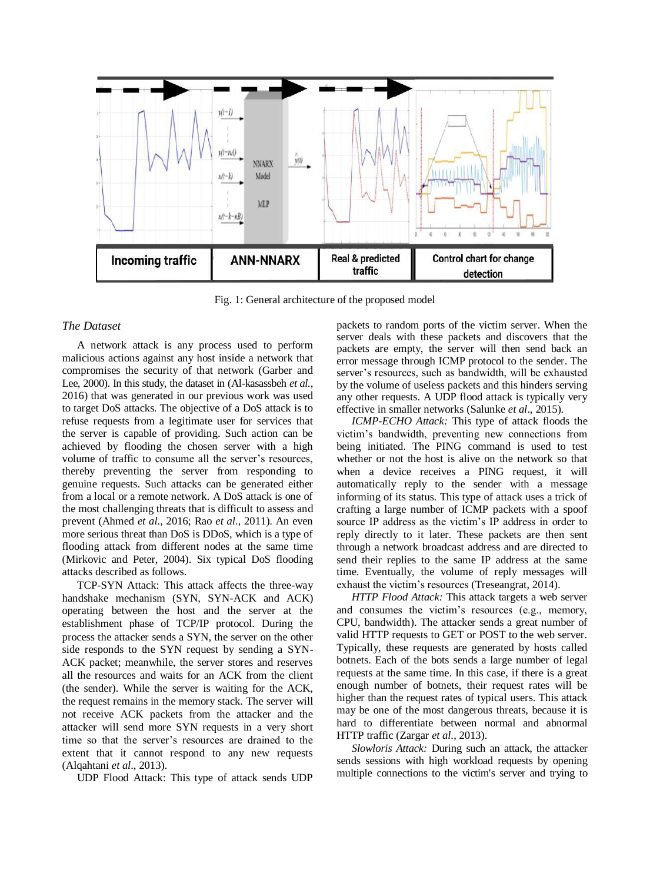Incoming traffic

ANN-NNARX

Real & predicted traffic

Control chart for change detection

Fig. 1: General architecture of the proposed model

### *The Dataset*

A network attack is any process used to perform malicious actions against any host inside a network that compromises the security of that network (Garber and Lee, 2000). In this study, the dataset in (Al-kasassbeh *et al.*, 2016) that was generated in our previous work was used to target DoS attacks. The objective of a DoS attack is to refuse requests from a legitimate user for services that the server is capable of providing. Such action can be achieved by flooding the chosen server with a high volume of traffic to consume all the server's resources, thereby preventing the server from responding to genuine requests. Such attacks can be generated either from a local or a remote network. A DoS attack is one of the most challenging threats that is difficult to assess and prevent (Ahmed *et al.*, 2016; Rao *et al.*, 2011). An even more serious threat than DoS is DDoS, which is a type of flooding attack from different nodes at the same time (Mirkovic and Peter, 2004). Six typical DoS flooding attacks described as follows.

TCP-SYN Attack: This attack affects the three-way handshake mechanism (SYN, SYN-ACK and ACK) operating between the host and the server at the establishment phase of TCP/IP protocol. During the process the attacker sends a SYN, the server on the other side responds to the SYN request by sending a SYN-ACK packet; meanwhile, the server stores and reserves all the resources and waits for an ACK from the client (the sender). While the server is waiting for the ACK, the request remains in the memory stack. The server will not receive ACK packets from the attacker and the attacker will send more SYN requests in a very short time so that the server's resources are drained to the extent that it cannot respond to any new requests (Alqahtani *et al*., 2013).

UDP Flood Attack: This type of attack sends UDP packets to random ports of the victim server. When the server deals with these packets and discovers that the packets are empty, the server will then send back an error message through ICMP protocol to the sender. The server's resources, such as bandwidth, will be exhausted by the volume of useless packets and this hinders serving any other requests. A UDP flood attack is typically very effective in smaller networks (Salunke *et al*., 2015).

*ICMP-ECHO Attack:* This type of attack floods the victim's bandwidth, preventing new connections from being initiated. The PING command is used to test whether or not the host is alive on the network so that when a device receives a PING request, it will automatically reply to the sender with a message informing of its status. This type of attack uses a trick of crafting a large number of ICMP packets with a spoof source IP address as the victim's IP address in order to reply directly to it later. These packets are then sent through a network broadcast address and are directed to send their replies to the same IP address at the same time. Eventually, the volume of reply messages will exhaust the victim's resources (Treseangrat, 2014).

*HTTP Flood Attack:* This attack targets a web server and consumes the victim's resources (e.g., memory, CPU, bandwidth). The attacker sends a great number of valid HTTP requests to GET or POST to the web server. Typically, these requests are generated by hosts called botnets. Each of the bots sends a large number of legal requests at the same time. In this case, if there is a great enough number of botnets, their request rates will be higher than the request rates of typical users. This attack may be one of the most dangerous threats, because it is hard to differentiate between normal and abnormal HTTP traffic (Zargar *et al*., 2013).

*Slowloris Attack:* During such an attack, the attacker sends sessions with high workload requests by opening multiple connections to the victim's server and trying to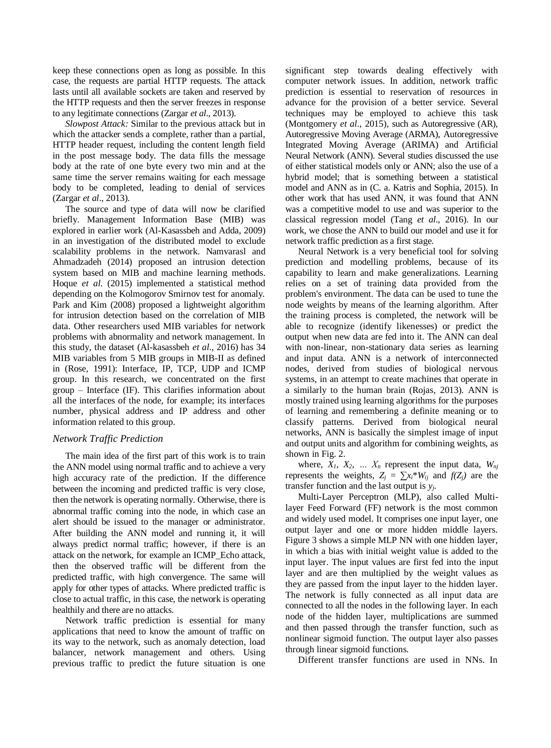keep these connections open as long as possible. In this case, the requests are partial HTTP requests. The attack lasts until all available sockets are taken and reserved by the HTTP requests and then the server freezes in response to any legitimate connections (Zargar *et al*., 2013).

*Slowpost Attack:* Similar to the previous attack but in which the attacker sends a complete, rather than a partial, HTTP header request, including the content length field in the post message body. The data fills the message body at the rate of one byte every two min and at the same time the server remains waiting for each message body to be completed, leading to denial of services (Zargar *et al*., 2013).

The source and type of data will now be clarified briefly. Management Information Base (MIB) was explored in earlier work (Al-Kasassbeh and Adda, 2009) in an investigation of the distributed model to exclude scalability problems in the network. Namvarasl and Ahmadzadeh (2014) proposed an intrusion detection system based on MIB and machine learning methods. Hoque *et al*. (2015) implemented a statistical method depending on the Kolmogorov Smirnov test for anomaly. Park and Kim (2008) proposed a lightweight algorithm for intrusion detection based on the correlation of MIB data. Other researchers used MIB variables for network problems with abnormality and network management. In this study, the dataset (Al-kasassbeh *et al*., 2016) has 34 MIB variables from 5 MIB groups in MIB-II as defined in (Rose, 1991): Interface, IP, TCP, UDP and ICMP group. In this research, we concentrated on the first group – Interface (IF). This clarifies information about all the interfaces of the node, for example; its interfaces number, physical address and IP address and other information related to this group.

## *Network Traffic Prediction*

The main idea of the first part of this work is to train the ANN model using normal traffic and to achieve a very high accuracy rate of the prediction. If the difference between the incoming and predicted traffic is very close, then the network is operating normally. Otherwise, there is abnormal traffic coming into the node, in which case an alert should be issued to the manager or administrator. After building the ANN model and running it, it will always predict normal traffic; however, if there is an attack on the network, for example an ICMP_Echo attack, then the observed traffic will be different from the predicted traffic, with high convergence. The same will apply for other types of attacks. Where predicted traffic is close to actual traffic, in this case, the network is operating healthily and there are no attacks.

Network traffic prediction is essential for many applications that need to know the amount of traffic on its way to the network, such as anomaly detection, load balancer, network management and others. Using previous traffic to predict the future situation is one significant step towards dealing effectively with computer network issues. In addition, network traffic prediction is essential to reservation of resources in advance for the provision of a better service. Several techniques may be employed to achieve this task (Montgomery *et al*., 2015), such as Autoregressive (AR), Autoregressive Moving Average (ARMA), Autoregressive Integrated Moving Average (ARIMA) and Artificial Neural Network (ANN). Several studies discussed the use of either statistical models only or ANN; also the use of a hybrid model; that is something between a statistical model and ANN as in (C. a. Katris and Sophia, 2015). In other work that has used ANN, it was found that ANN was a competitive model to use and was superior to the classical regression model (Tang *et al*., 2016). In our work, we chose the ANN to build our model and use it for network traffic prediction as a first stage.

Neural Network is a very beneficial tool for solving prediction and modelling problems, because of its capability to learn and make generalizations. Learning relies on a set of training data provided from the problem's environment. The data can be used to tune the node weights by means of the learning algorithm. After the training process is completed, the network will be able to recognize (identify likenesses) or predict the output when new data are fed into it. The ANN can deal with non-linear, non-stationary data series as learning and input data. ANN is a network of interconnected nodes, derived from studies of biological nervous systems, in an attempt to create machines that operate in a similarly to the human brain (Rojas, 2013). ANN is mostly trained using learning algorithms for the purposes of learning and remembering a definite meaning or to classify patterns. Derived from biological neural networks, ANN is basically the simplest image of input and output units and algorithm for combining weights, as shown in Fig. 2.

where, $X_1$, $X_2$, ... $X_n$ represent the input data, $W_{nj}$ represents the weights, $Z_j = \sum x_i * W_{ij}$ and $f(Z_j)$ are the transfer function and the last output is $y_j$.

Multi-Layer Perceptron (MLP), also called Multi-layer Feed Forward (FF) network is the most common and widely used model. It comprises one input layer, one output layer and one or more hidden middle layers. Figure 3 shows a simple MLP NN with one hidden layer, in which a bias with initial weight value is added to the input layer. The input values are first fed into the input layer and are then multiplied by the weight values as they are passed from the input layer to the hidden layer. The network is fully connected as all input data are connected to all the nodes in the following layer. In each node of the hidden layer, multiplications are summed and then passed through the transfer function, such as nonlinear sigmoid function. The output layer also passes through linear sigmoid functions.

Different transfer functions are used in NNs. In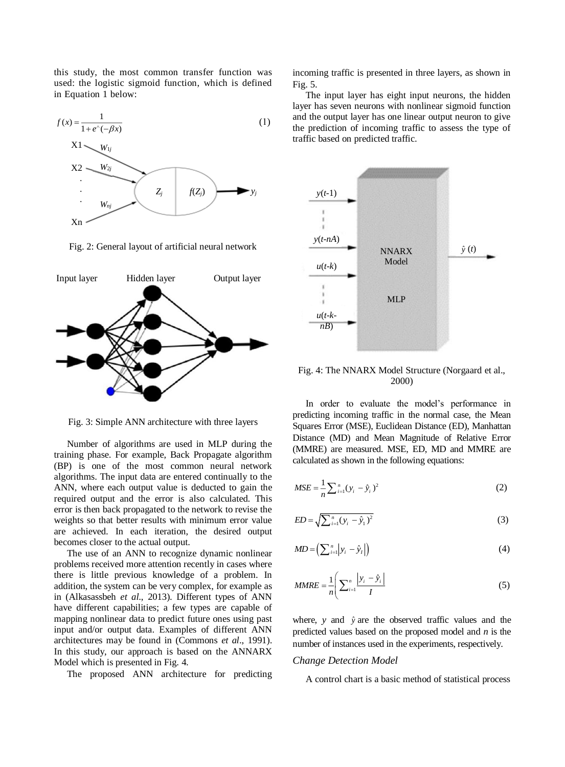this study, the most common transfer function was used: the logistic sigmoid function, which is defined in Equation 1 below:

$$f(x) = \frac{1}{1 + e^{\wedge}(-\beta x)} \tag{1}$$

Fig. 2: General layout of artificial neural network

Fig. 3: Simple ANN architecture with three layers

Number of algorithms are used in MLP during the training phase. For example, Back Propagate algorithm (BP) is one of the most common neural network algorithms. The input data are entered continually to the ANN, where each output value is deducted to gain the required output and the error is also calculated. This error is then back propagated to the network to revise the weights so that better results with minimum error value are achieved. In each iteration, the desired output becomes closer to the actual output.

The use of an ANN to recognize dynamic nonlinear problems received more attention recently in cases where there is little previous knowledge of a problem. In addition, the system can be very complex, for example as in (Alkasassbeh *et al*., 2013). Different types of ANN have different capabilities; a few types are capable of mapping nonlinear data to predict future ones using past input and/or output data. Examples of different ANN architectures may be found in (Commons *et al*., 1991). In this study, our approach is based on the ANNARX Model which is presented in Fig. 4.

The proposed ANN architecture for predicting incoming traffic is presented in three layers, as shown in Fig. 5.

The input layer has eight input neurons, the hidden layer has seven neurons with nonlinear sigmoid function and the output layer has one linear output neuron to give the prediction of incoming traffic to assess the type of traffic based on predicted traffic.

Fig. 4: The NNARX Model Structure (Norgaard et al., 2000)

In order to evaluate the model's performance in predicting incoming traffic in the normal case, the Mean Squares Error (MSE), Euclidean Distance (ED), Manhattan Distance (MD) and Mean Magnitude of Relative Error (MMRE) are measured. MSE, ED, MD and MMRE are calculated as shown in the following equations:

$$MSE = \frac{1}{n}\sum_{i=1}^{n}(y_i - \hat{y}_i)^2 \tag{2}$$

$$ED = \sqrt{\sum_{i=1}^{n}(y_i - \hat{y}_1)^2} \tag{3}$$

$$MD = \left(\sum_{i=1}^{n}\left|y_i - \hat{y}_I\right|\right) \tag{4}$$

$$MMRE = \frac{1}{n}\left(\sum_{i=1}^{n}\frac{\left|y_i - \hat{y}_i\right|}{I}\right) \tag{5}$$

where, $y$ and $\hat{y}$ are the observed traffic values and the predicted values based on the proposed model and $n$ is the number of instances used in the experiments, respectively.

### *Change Detection Model*

A control chart is a basic method of statistical process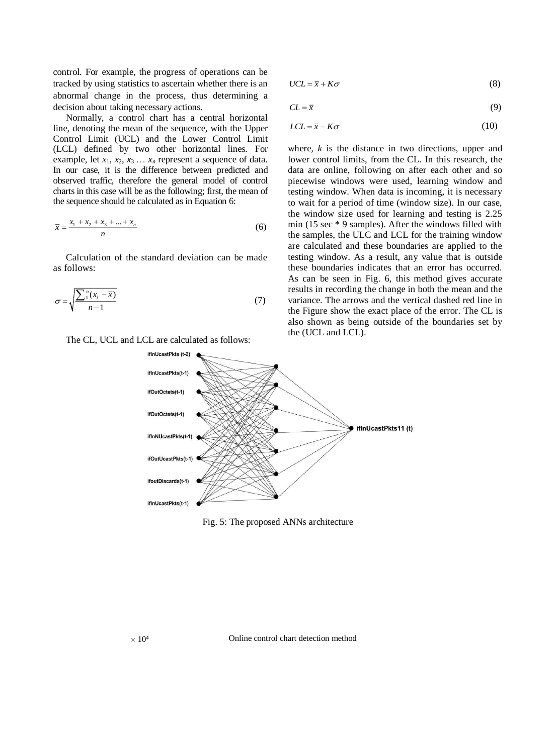control. For example, the progress of operations can be tracked by using statistics to ascertain whether there is an abnormal change in the process, thus determining a decision about taking necessary actions.

Normally, a control chart has a central horizontal line, denoting the mean of the sequence, with the Upper Control Limit (UCL) and the Lower Control Limit (LCL) defined by two other horizontal lines. For example, let $x_1, x_2, x_3 \ldots x_n$ represent a sequence of data. In our case, it is the difference between predicted and observed traffic, therefore the general model of control charts in this case will be as the following; first, the mean of the sequence should be calculated as in Equation 6:

$$\bar{x} = \frac{x_1 + x_2 + x_3 + \ldots + x_n}{n} \tag{6}$$

Calculation of the standard deviation can be made as follows:

$$\sigma = \sqrt{\frac{\sum_1^n (x_i - \bar{x})}{n-1}} \tag{7}$$

The CL, UCL and LCL are calculated as follows:

$$UCL = \bar{x} + K\sigma \tag{8}$$

$$CL = \bar{x} \tag{9}$$

$$LCL = \bar{x} - K\sigma \tag{10}$$

where, $k$ is the distance in two directions, upper and lower control limits, from the CL. In this research, the data are online, following on after each other and so piecewise windows were used, learning window and testing window. When data is incoming, it is necessary to wait for a period of time (window size). In our case, the window size used for learning and testing is 2.25 min (15 sec * 9 samples). After the windows filled with the samples, the ULC and LCL for the training window are calculated and these boundaries are applied to the testing window. As a result, any value that is outside these boundaries indicates that an error has occurred. As can be seen in Fig. 6, this method gives accurate results in recording the change in both the mean and the variance. The arrows and the vertical dashed red line in the Figure show the exact place of the error. The CL is also shown as being outside of the boundaries set by the (UCL and LCL).

ifInUcastPkts (t-2)
ifInUcastPkts(t-1)
ifOutOctets(t-1)
ifOutOctets(t-1)
ifInNUcastPkts(t-1)
ifOutUcastPkts(t-1)
ifoutDiscards(t-1)
ifInUcastPkts(t-1)
ifInUcastPkts11 (t)

Fig. 5: The proposed ANNs architecture

$\times 10^4$ Online control chart detection method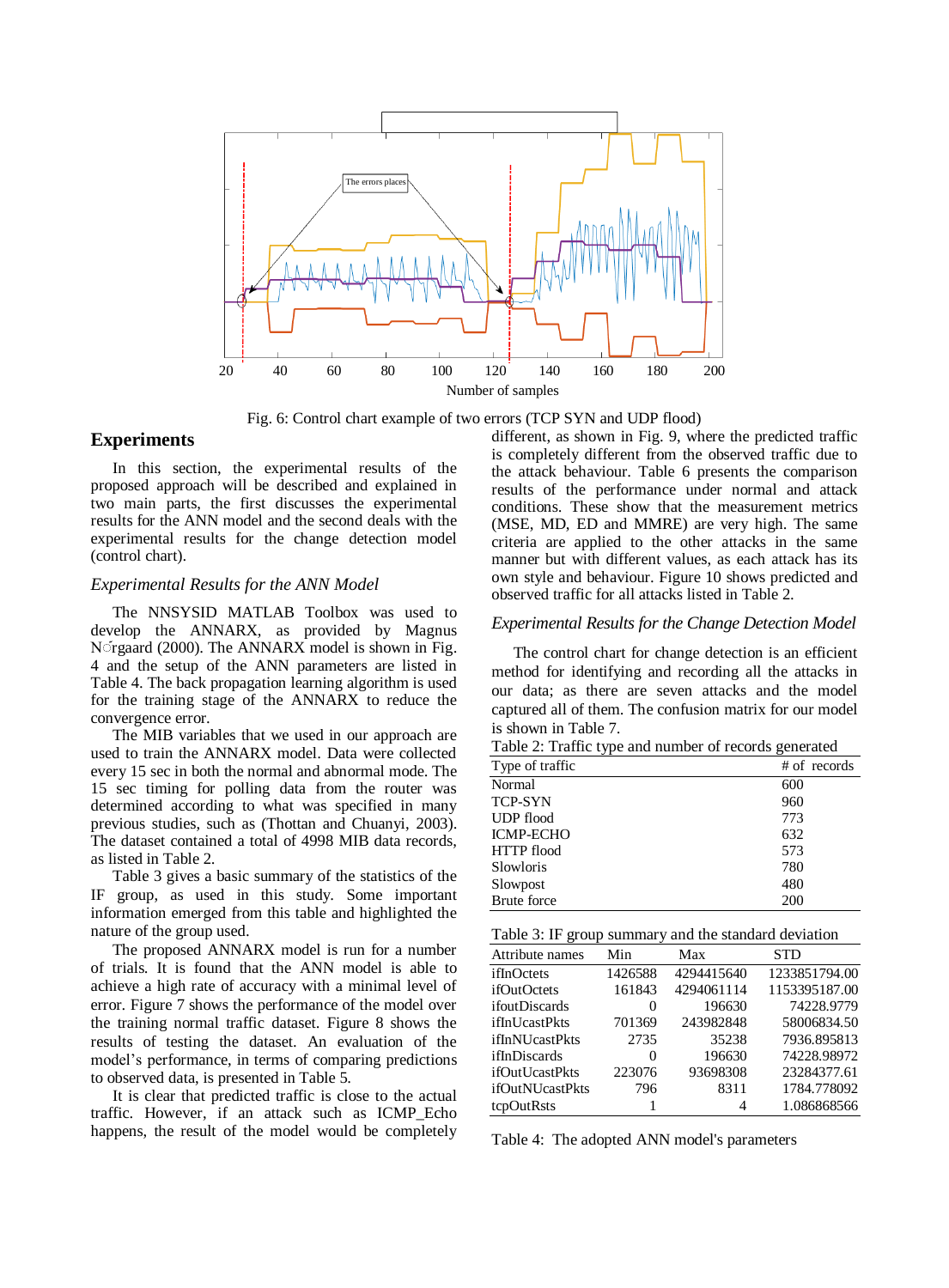Fig. 6: Control chart example of two errors (TCP SYN and UDP flood)

## Experiments

In this section, the experimental results of the proposed approach will be described and explained in two main parts, the first discusses the experimental results for the ANN model and the second deals with the experimental results for the change detection model (control chart).

### *Experimental Results for the ANN Model*

The NNSYSID MATLAB Toolbox was used to develop the ANNARX, as provided by Magnus Nǿrgaard (2000). The ANNARX model is shown in Fig. 4 and the setup of the ANN parameters are listed in Table 4. The back propagation learning algorithm is used for the training stage of the ANNARX to reduce the convergence error.

The MIB variables that we used in our approach are used to train the ANNARX model. Data were collected every 15 sec in both the normal and abnormal mode. The 15 sec timing for polling data from the router was determined according to what was specified in many previous studies, such as (Thottan and Chuanyi, 2003). The dataset contained a total of 4998 MIB data records, as listed in Table 2.

Table 3 gives a basic summary of the statistics of the IF group, as used in this study. Some important information emerged from this table and highlighted the nature of the group used.

The proposed ANNARX model is run for a number of trials. It is found that the ANN model is able to achieve a high rate of accuracy with a minimal level of error. Figure 7 shows the performance of the model over the training normal traffic dataset. Figure 8 shows the results of testing the dataset. An evaluation of the model's performance, in terms of comparing predictions to observed data, is presented in Table 5.

It is clear that predicted traffic is close to the actual traffic. However, if an attack such as ICMP_Echo happens, the result of the model would be completely different, as shown in Fig. 9, where the predicted traffic is completely different from the observed traffic due to the attack behaviour. Table 6 presents the comparison results of the performance under normal and attack conditions. These show that the measurement metrics (MSE, MD, ED and MMRE) are very high. The same criteria are applied to the other attacks in the same manner but with different values, as each attack has its own style and behaviour. Figure 10 shows predicted and observed traffic for all attacks listed in Table 2.

### *Experimental Results for the Change Detection Model*

The control chart for change detection is an efficient method for identifying and recording all the attacks in our data; as there are seven attacks and the model captured all of them. The confusion matrix for our model is shown in Table 7.

Table 2: Traffic type and number of records generated

| Type of traffic | # of records |
|---|---|
| Normal | 600 |
| TCP-SYN | 960 |
| UDP flood | 773 |
| ICMP-ECHO | 632 |
| HTTP flood | 573 |
| Slowloris | 780 |
| Slowpost | 480 |
| Brute force | 200 |

Table 3: IF group summary and the standard deviation

| Attribute names | Min | Max | STD |
|---|---|---|---|
| ifInOctets | 1426588 | 4294415640 | 1233851794.00 |
| ifOutOctets | 161843 | 4294061114 | 1153395187.00 |
| ifoutDiscards | 0 | 196630 | 74228.9779 |
| ifInUcastPkts | 701369 | 243982848 | 58006834.50 |
| ifInNUcastPkts | 2735 | 35238 | 7936.895813 |
| ifInDiscards | 0 | 196630 | 74228.98972 |
| ifOutUcastPkts | 223076 | 93698308 | 23284377.61 |
| ifOutNUcastPkts | 796 | 8311 | 1784.778092 |
| tcpOutRsts | 1 | 4 | 1.086868566 |

Table 4: The adopted ANN model's parameters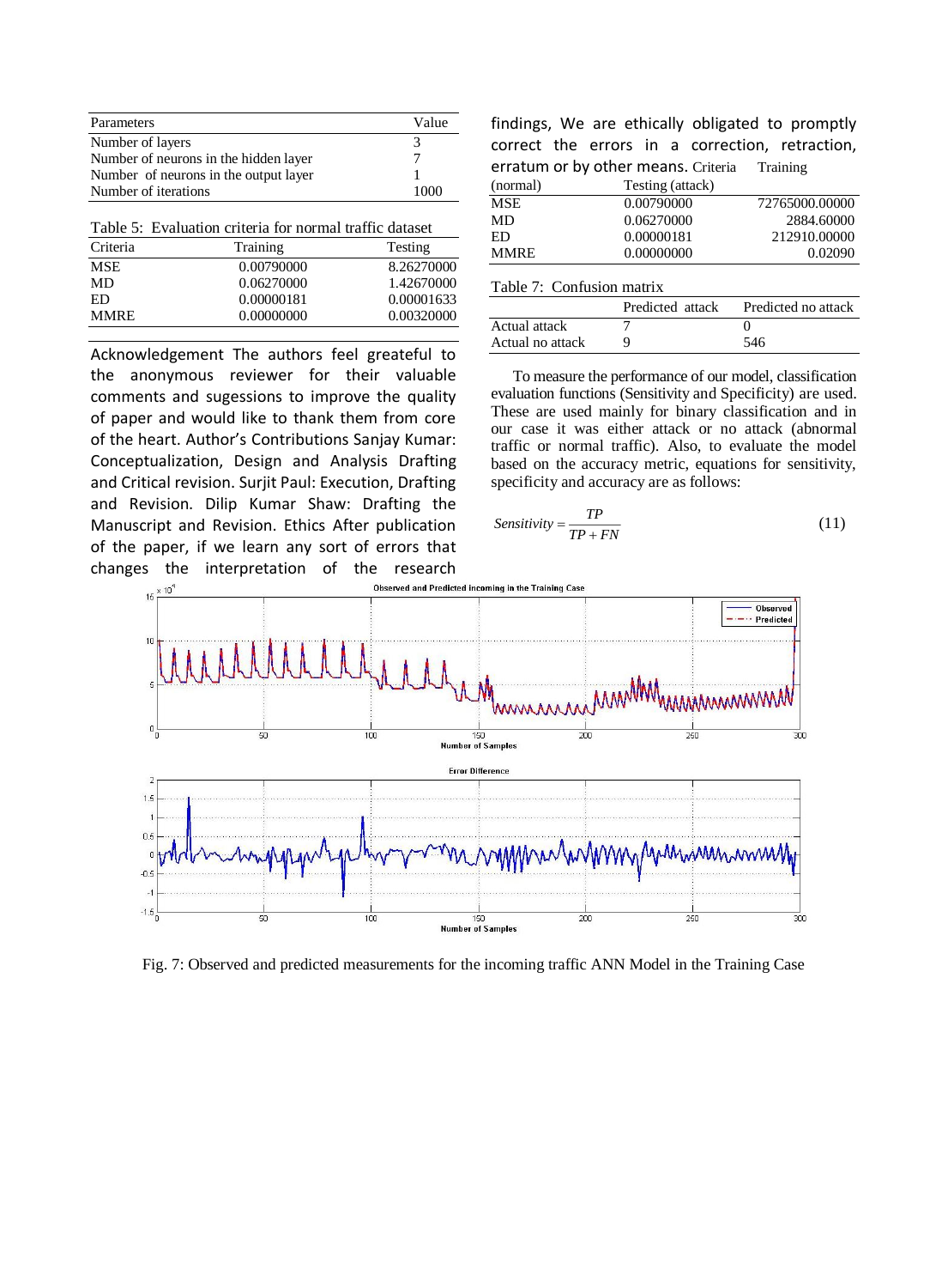| Parameters | Value |
| --- | --- |
| Number of layers | 3 |
| Number of neurons in the hidden layer | 7 |
| Number of neurons in the output layer | 1 |
| Number of iterations | 1000 |

Table 5: Evaluation criteria for normal traffic dataset

| Criteria | Training | Testing |
| --- | --- | --- |
| MSE | 0.00790000 | 8.26270000 |
| MD | 0.06270000 | 1.42670000 |
| ED | 0.00000181 | 0.00001633 |
| MMRE | 0.00000000 | 0.00320000 |

Acknowledgement The authors feel greateful to the anonymous reviewer for their valuable comments and sugessions to improve the quality of paper and would like to thank them from core of the heart. Author's Contributions Sanjay Kumar: Conceptualization, Design and Analysis Drafting and Critical revision. Surjit Paul: Execution, Drafting and Revision. Dilip Kumar Shaw: Drafting the Manuscript and Revision. Ethics After publication of the paper, if we learn any sort of errors that changes the interpretation of the research findings, We are ethically obligated to promptly correct the errors in a correction, retraction, erratum or by other means.

| Criteria | Training (normal) | Testing (attack) |
| --- | --- | --- |
| MSE | 0.00790000 | 72765000.00000 |
| MD | 0.06270000 | 2884.60000 |
| ED | 0.00000181 | 212910.00000 |
| MMRE | 0.00000000 | 0.02090 |

Table 7: Confusion matrix

| | Predicted attack | Predicted no attack |
| --- | --- | --- |
| Actual attack | 7 | 0 |
| Actual no attack | 9 | 546 |

To measure the performance of our model, classification evaluation functions (Sensitivity and Specificity) are used. These are used mainly for binary classification and in our case it was either attack or no attack (abnormal traffic or normal traffic). Also, to evaluate the model based on the accuracy metric, equations for sensitivity, specificity and accuracy are as follows:

$$Sensitivity = \frac{TP}{TP + FN} \tag{11}$$

Fig. 7: Observed and predicted measurements for the incoming traffic ANN Model in the Training Case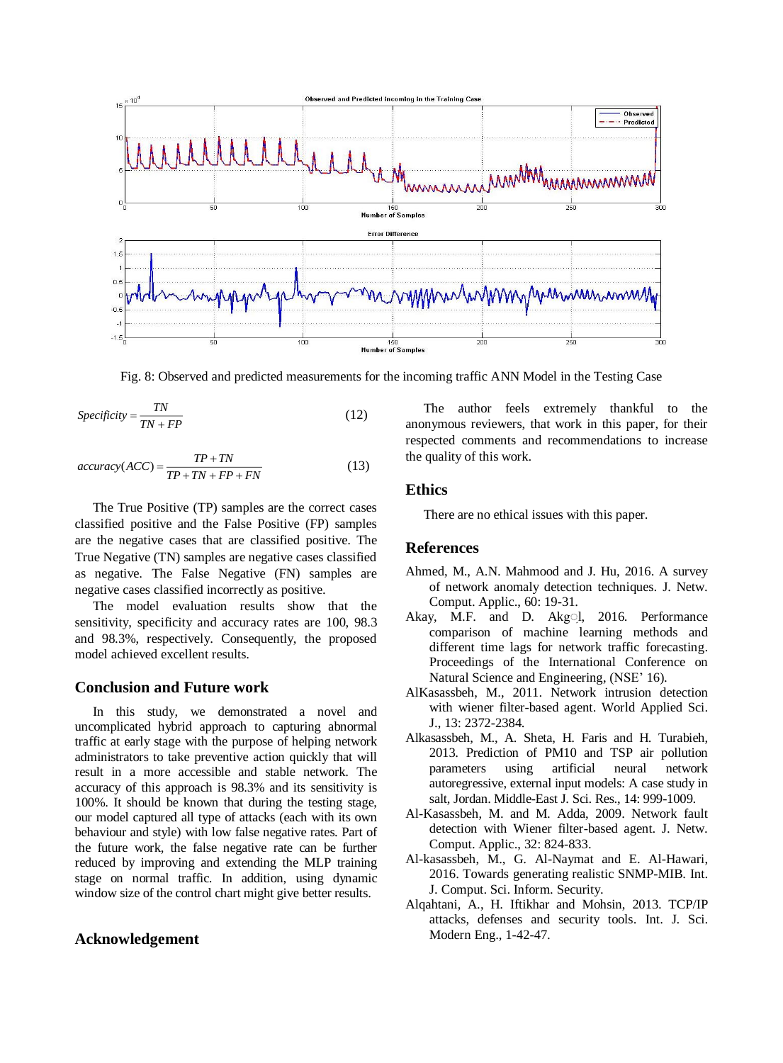Fig. 8: Observed and predicted measurements for the incoming traffic ANN Model in the Testing Case

$$Specificity = \frac{TN}{TN + FP} \quad (12)$$

$$accuracy(ACC) = \frac{TP + TN}{TP + TN + FP + FN} \quad (13)$$

The True Positive (TP) samples are the correct cases classified positive and the False Positive (FP) samples are the negative cases that are classified positive. The True Negative (TN) samples are negative cases classified as negative. The False Negative (FN) samples are negative cases classified incorrectly as positive.

The model evaluation results show that the sensitivity, specificity and accuracy rates are 100, 98.3 and 98.3%, respectively. Consequently, the proposed model achieved excellent results.

## Conclusion and Future work

In this study, we demonstrated a novel and uncomplicated hybrid approach to capturing abnormal traffic at early stage with the purpose of helping network administrators to take preventive action quickly that will result in a more accessible and stable network. The accuracy of this approach is 98.3% and its sensitivity is 100%. It should be known that during the testing stage, our model captured all type of attacks (each with its own behaviour and style) with low false negative rates. Part of the future work, the false negative rate can be further reduced by improving and extending the MLP training stage on normal traffic. In addition, using dynamic window size of the control chart might give better results.

## Acknowledgement

The author feels extremely thankful to the anonymous reviewers, that work in this paper, for their respected comments and recommendations to increase the quality of this work.

## Ethics

There are no ethical issues with this paper.

## References

Ahmed, M., A.N. Mahmood and J. Hu, 2016. A survey of network anomaly detection techniques. J. Netw. Comput. Applic., 60: 19-31.

Akay, M.F. and D. Akg○l, 2016. Performance comparison of machine learning methods and different time lags for network traffic forecasting. Proceedings of the International Conference on Natural Science and Engineering, (NSE' 16).

AlKasassbeh, M., 2011. Network intrusion detection with wiener filter-based agent. World Applied Sci. J., 13: 2372-2384.

Alkasassbeh, M., A. Sheta, H. Faris and H. Turabieh, 2013. Prediction of PM10 and TSP air pollution parameters using artificial neural network autoregressive, external input models: A case study in salt, Jordan. Middle-East J. Sci. Res., 14: 999-1009.

Al-Kasassbeh, M. and M. Adda, 2009. Network fault detection with Wiener filter-based agent. J. Netw. Comput. Applic., 32: 824-833.

Al-kasassbeh, M., G. Al-Naymat and E. Al-Hawari, 2016. Towards generating realistic SNMP-MIB. Int. J. Comput. Sci. Inform. Security.

Alqahtani, A., H. Iftikhar and Mohsin, 2013. TCP/IP attacks, defenses and security tools. Int. J. Sci. Modern Eng., 1-42-47.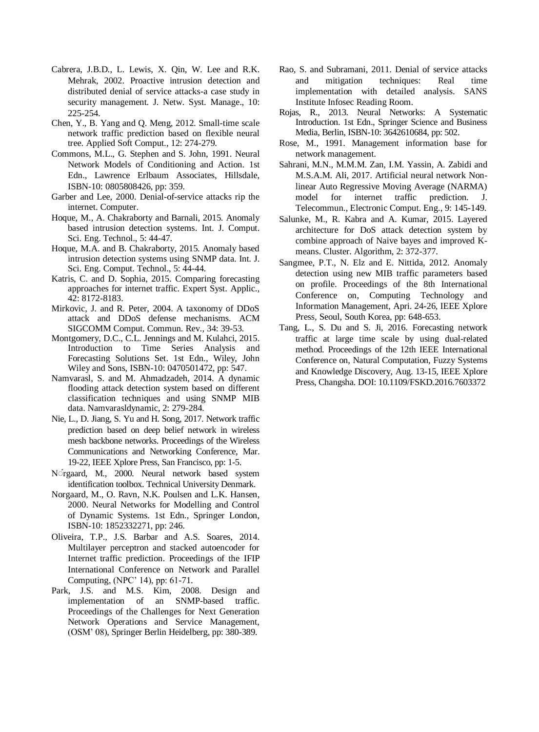Cabrera, J.B.D., L. Lewis, X. Qin, W. Lee and R.K. Mehrak, 2002. Proactive intrusion detection and distributed denial of service attacks-a case study in security management. J. Netw. Syst. Manage., 10: 225-254.

Chen, Y., B. Yang and Q. Meng, 2012. Small-time scale network traffic prediction based on flexible neural tree. Applied Soft Comput., 12: 274-279.

Commons, M.L., G. Stephen and S. John, 1991. Neural Network Models of Conditioning and Action. 1st Edn., Lawrence Erlbaum Associates, Hillsdale, ISBN-10: 0805808426, pp: 359.

Garber and Lee, 2000. Denial-of-service attacks rip the internet. Computer.

Hoque, M., A. Chakraborty and Barnali, 2015. Anomaly based intrusion detection systems. Int. J. Comput. Sci. Eng. Technol., 5: 44-47.

Hoque, M.A. and B. Chakraborty, 2015. Anomaly based intrusion detection systems using SNMP data. Int. J. Sci. Eng. Comput. Technol., 5: 44-44.

Katris, C. and D. Sophia, 2015. Comparing forecasting approaches for internet traffic. Expert Syst. Applic., 42: 8172-8183.

Mirkovic, J. and R. Peter, 2004. A taxonomy of DDoS attack and DDoS defense mechanisms. ACM SIGCOMM Comput. Commun. Rev., 34: 39-53.

Montgomery, D.C., C.L. Jennings and M. Kulahci, 2015. Introduction to Time Series Analysis and Forecasting Solutions Set. 1st Edn., Wiley, John Wiley and Sons, ISBN-10: 0470501472, pp: 547.

Namvarasl, S. and M. Ahmadzadeh, 2014. A dynamic flooding attack detection system based on different classification techniques and using SNMP MIB data. Namvarasldynamic, 2: 279-284.

Nie, L., D. Jiang, S. Yu and H. Song, 2017. Network traffic prediction based on deep belief network in wireless mesh backbone networks. Proceedings of the Wireless Communications and Networking Conference, Mar. 19-22, IEEE Xplore Press, San Francisco, pp: 1-5.

Nórgaard, M., 2000. Neural network based system identification toolbox. Technical University Denmark.

Norgaard, M., O. Ravn, N.K. Poulsen and L.K. Hansen, 2000. Neural Networks for Modelling and Control of Dynamic Systems. 1st Edn., Springer London, ISBN-10: 1852332271, pp: 246.

Oliveira, T.P., J.S. Barbar and A.S. Soares, 2014. Multilayer perceptron and stacked autoencoder for Internet traffic prediction. Proceedings of the IFIP International Conference on Network and Parallel Computing, (NPC' 14), pp: 61-71.

Park, J.S. and M.S. Kim, 2008. Design and implementation of an SNMP-based traffic. Proceedings of the Challenges for Next Generation Network Operations and Service Management, (OSM' 08), Springer Berlin Heidelberg, pp: 380-389.

Rao, S. and Subramani, 2011. Denial of service attacks and mitigation techniques: Real time implementation with detailed analysis. SANS Institute Infosec Reading Room.

Rojas, R., 2013. Neural Networks: A Systematic Introduction. 1st Edn., Springer Science and Business Media, Berlin, ISBN-10: 3642610684, pp: 502.

Rose, M., 1991. Management information base for network management.

Sahrani, M.N., M.M.M. Zan, I.M. Yassin, A. Zabidi and M.S.A.M. Ali, 2017. Artificial neural network Non-linear Auto Regressive Moving Average (NARMA) model for internet traffic prediction. J. Telecommun., Electronic Comput. Eng., 9: 145-149.

Salunke, M., R. Kabra and A. Kumar, 2015. Layered architecture for DoS attack detection system by combine approach of Naive bayes and improved K-means. Cluster. Algorithm, 2: 372-377.

Sangmee, P.T., N. Elz and E. Nittida, 2012. Anomaly detection using new MIB traffic parameters based on profile. Proceedings of the 8th International Conference on, Computing Technology and Information Management, Apri. 24-26, IEEE Xplore Press, Seoul, South Korea, pp: 648-653.

Tang, L., S. Du and S. Ji, 2016. Forecasting network traffic at large time scale by using dual-related method. Proceedings of the 12th IEEE International Conference on, Natural Computation, Fuzzy Systems and Knowledge Discovery, Aug. 13-15, IEEE Xplore Press, Changsha. DOI: 10.1109/FSKD.2016.7603372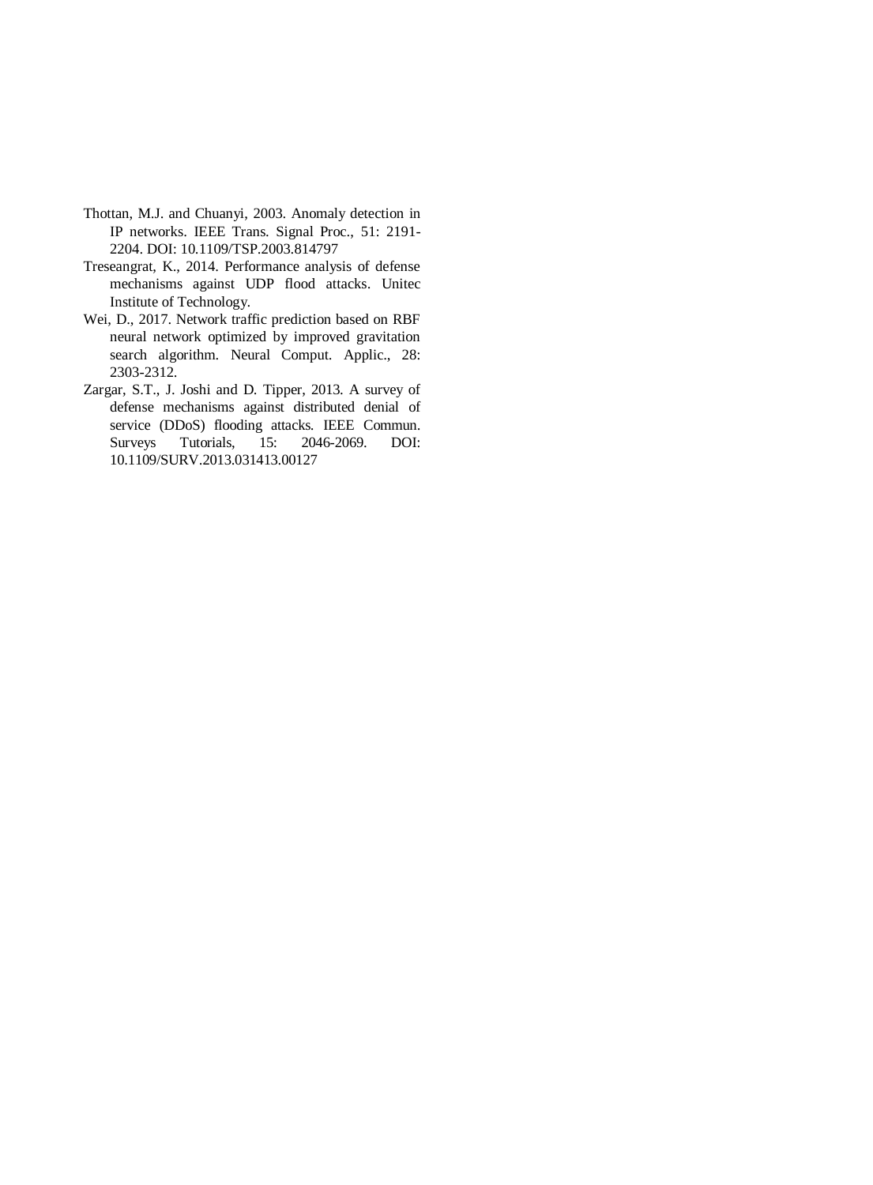Thottan, M.J. and Chuanyi, 2003. Anomaly detection in IP networks. IEEE Trans. Signal Proc., 51: 2191-2204. DOI: 10.1109/TSP.2003.814797

Treseangrat, K., 2014. Performance analysis of defense mechanisms against UDP flood attacks. Unitec Institute of Technology.

Wei, D., 2017. Network traffic prediction based on RBF neural network optimized by improved gravitation search algorithm. Neural Comput. Applic., 28: 2303-2312.

Zargar, S.T., J. Joshi and D. Tipper, 2013. A survey of defense mechanisms against distributed denial of service (DDoS) flooding attacks. IEEE Commun. Surveys Tutorials, 15: 2046-2069. DOI: 10.1109/SURV.2013.031413.00127